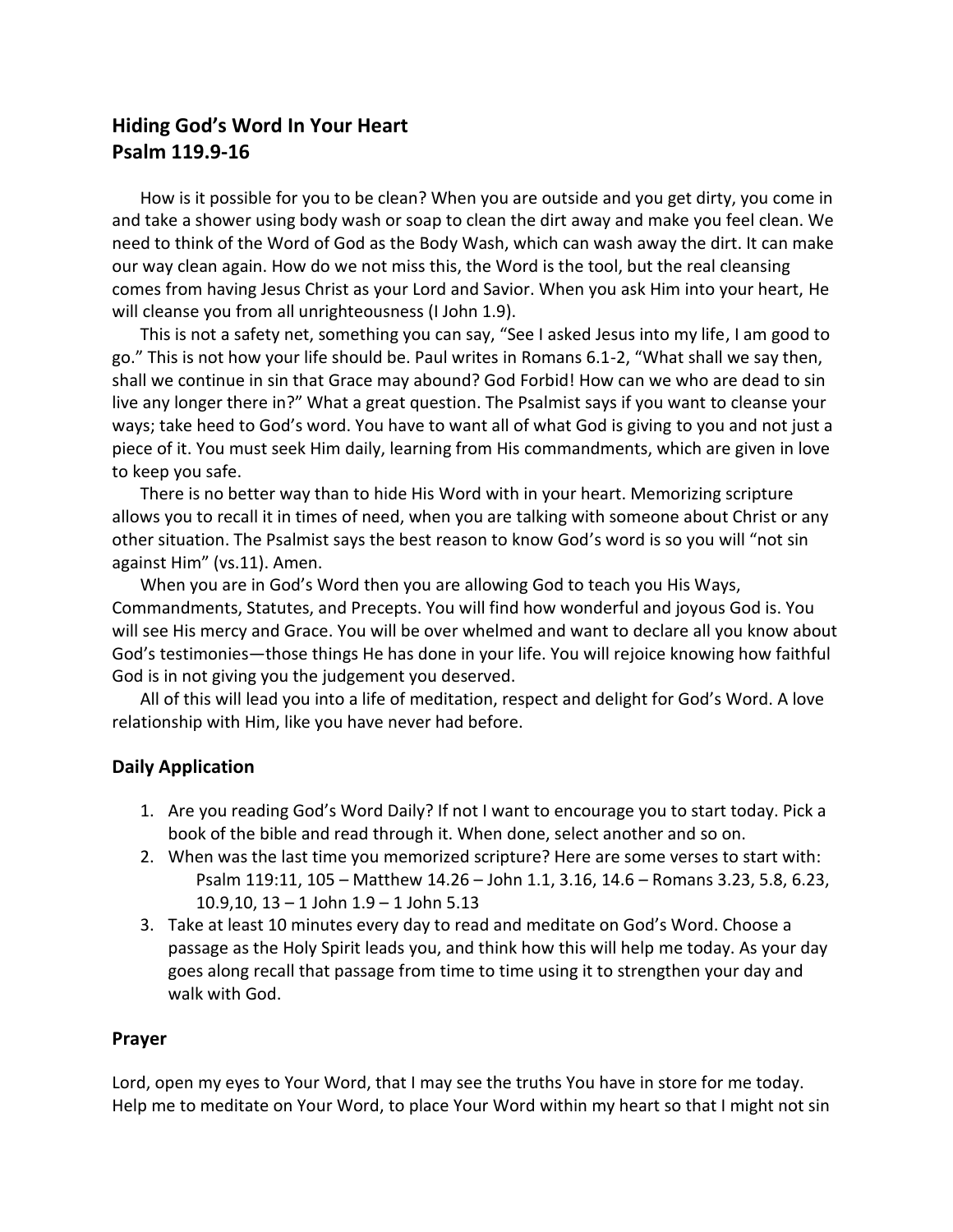## Hiding God's Word In Your Heart
## Psalm 119.9-16

How is it possible for you to be clean? When you are outside and you get dirty, you come in and take a shower using body wash or soap to clean the dirt away and make you feel clean. We need to think of the Word of God as the Body Wash, which can wash away the dirt. It can make our way clean again. How do we not miss this, the Word is the tool, but the real cleansing comes from having Jesus Christ as your Lord and Savior. When you ask Him into your heart, He will cleanse you from all unrighteousness (I John 1.9).

This is not a safety net, something you can say, "See I asked Jesus into my life, I am good to go." This is not how your life should be. Paul writes in Romans 6.1-2, "What shall we say then, shall we continue in sin that Grace may abound? God Forbid! How can we who are dead to sin live any longer there in?" What a great question. The Psalmist says if you want to cleanse your ways; take heed to God's word. You have to want all of what God is giving to you and not just a piece of it. You must seek Him daily, learning from His commandments, which are given in love to keep you safe.

There is no better way than to hide His Word with in your heart. Memorizing scripture allows you to recall it in times of need, when you are talking with someone about Christ or any other situation. The Psalmist says the best reason to know God's word is so you will "not sin against Him" (vs.11). Amen.

When you are in God's Word then you are allowing God to teach you His Ways, Commandments, Statutes, and Precepts. You will find how wonderful and joyous God is. You will see His mercy and Grace. You will be over whelmed and want to declare all you know about God's testimonies—those things He has done in your life. You will rejoice knowing how faithful God is in not giving you the judgement you deserved.

All of this will lead you into a life of meditation, respect and delight for God's Word. A love relationship with Him, like you have never had before.

### Daily Application

1. Are you reading God's Word Daily? If not I want to encourage you to start today. Pick a book of the bible and read through it. When done, select another and so on.
2. When was the last time you memorized scripture? Here are some verses to start with:
   Psalm 119:11, 105 – Matthew 14.26 – John 1.1, 3.16, 14.6 – Romans 3.23, 5.8, 6.23, 10.9,10, 13 – 1 John 1.9 – 1 John 5.13
3. Take at least 10 minutes every day to read and meditate on God's Word. Choose a passage as the Holy Spirit leads you, and think how this will help me today. As your day goes along recall that passage from time to time using it to strengthen your day and walk with God.

### Prayer

Lord, open my eyes to Your Word, that I may see the truths You have in store for me today. Help me to meditate on Your Word, to place Your Word within my heart so that I might not sin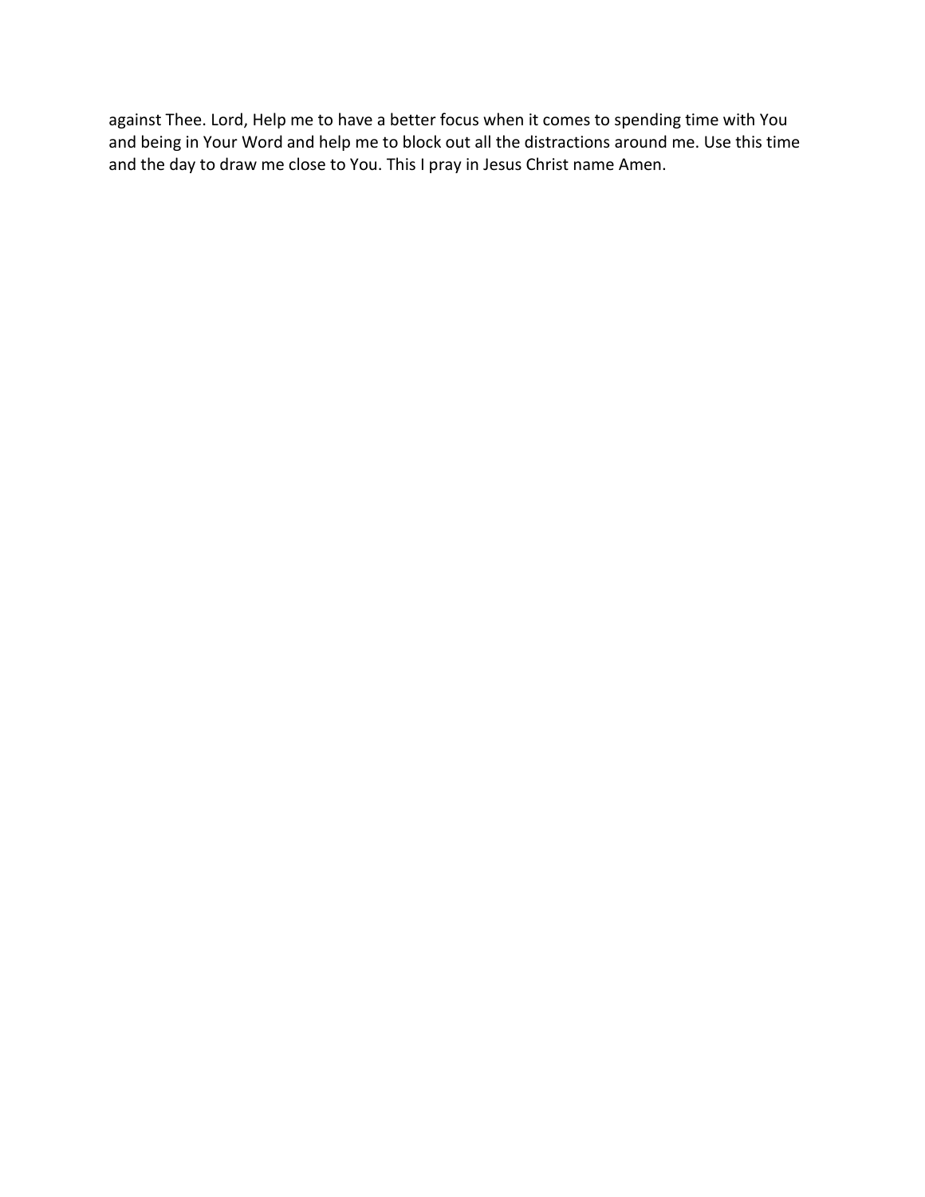against Thee. Lord, Help me to have a better focus when it comes to spending time with You and being in Your Word and help me to block out all the distractions around me. Use this time and the day to draw me close to You. This I pray in Jesus Christ name Amen.